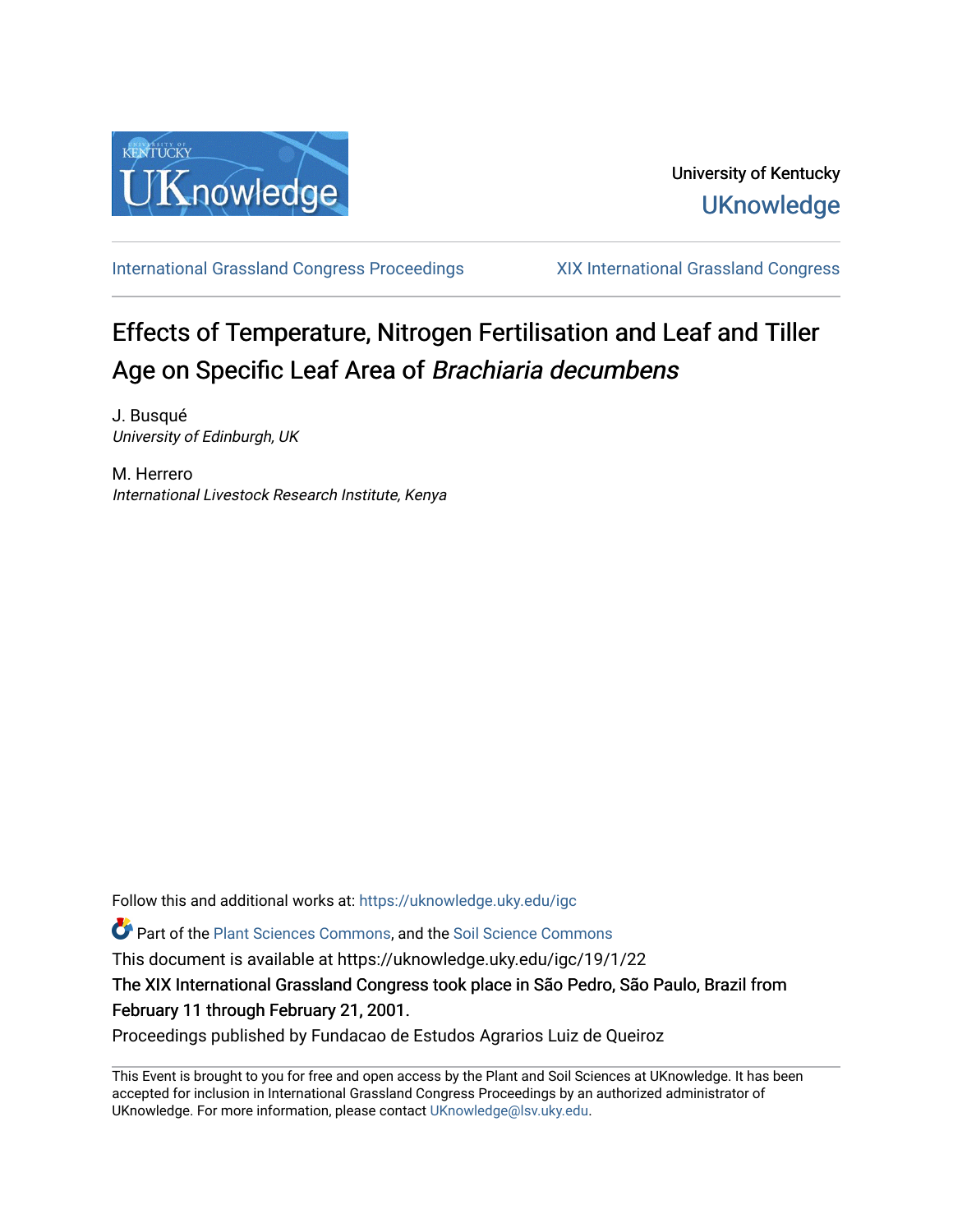University of Kentucky

UKnowledge

International Grassland Congress Proceedings | XIX International Grassland Congress

# Effects of Temperature, Nitrogen Fertilisation and Leaf and Tiller Age on Specific Leaf Area of *Brachiaria decumbens*

J. Busqué
*University of Edinburgh, UK*

M. Herrero
*International Livestock Research Institute, Kenya*

Follow this and additional works at: https://uknowledge.uky.edu/igc

Part of the Plant Sciences Commons, and the Soil Science Commons

This document is available at https://uknowledge.uky.edu/igc/19/1/22

The XIX International Grassland Congress took place in São Pedro, São Paulo, Brazil from February 11 through February 21, 2001.

Proceedings published by Fundacao de Estudos Agrarios Luiz de Queiroz

This Event is brought to you for free and open access by the Plant and Soil Sciences at UKnowledge. It has been accepted for inclusion in International Grassland Congress Proceedings by an authorized administrator of UKnowledge. For more information, please contact UKnowledge@lsv.uky.edu.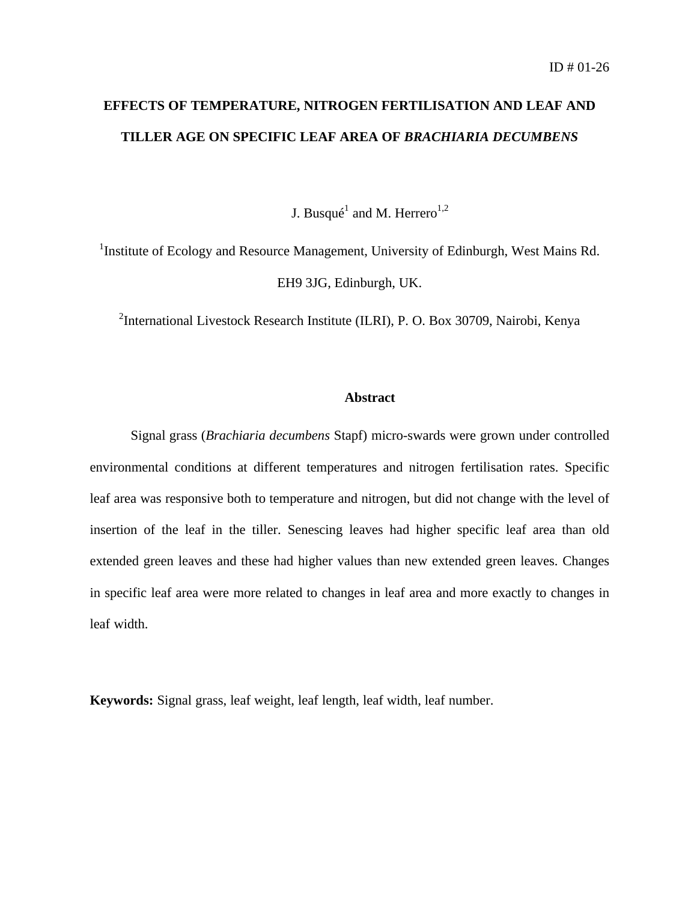ID # 01-26

# EFFECTS OF TEMPERATURE, NITROGEN FERTILISATION AND LEAF AND TILLER AGE ON SPECIFIC LEAF AREA OF *BRACHIARIA DECUMBENS*

J. Busqué[1] and M. Herrero[1,2]

[1]Institute of Ecology and Resource Management, University of Edinburgh, West Mains Rd. EH9 3JG, Edinburgh, UK.

[2]International Livestock Research Institute (ILRI), P. O. Box 30709, Nairobi, Kenya

## Abstract

Signal grass (*Brachiaria decumbens* Stapf) micro-swards were grown under controlled environmental conditions at different temperatures and nitrogen fertilisation rates. Specific leaf area was responsive both to temperature and nitrogen, but did not change with the level of insertion of the leaf in the tiller. Senescing leaves had higher specific leaf area than old extended green leaves and these had higher values than new extended green leaves. Changes in specific leaf area were more related to changes in leaf area and more exactly to changes in leaf width.

**Keywords:** Signal grass, leaf weight, leaf length, leaf width, leaf number.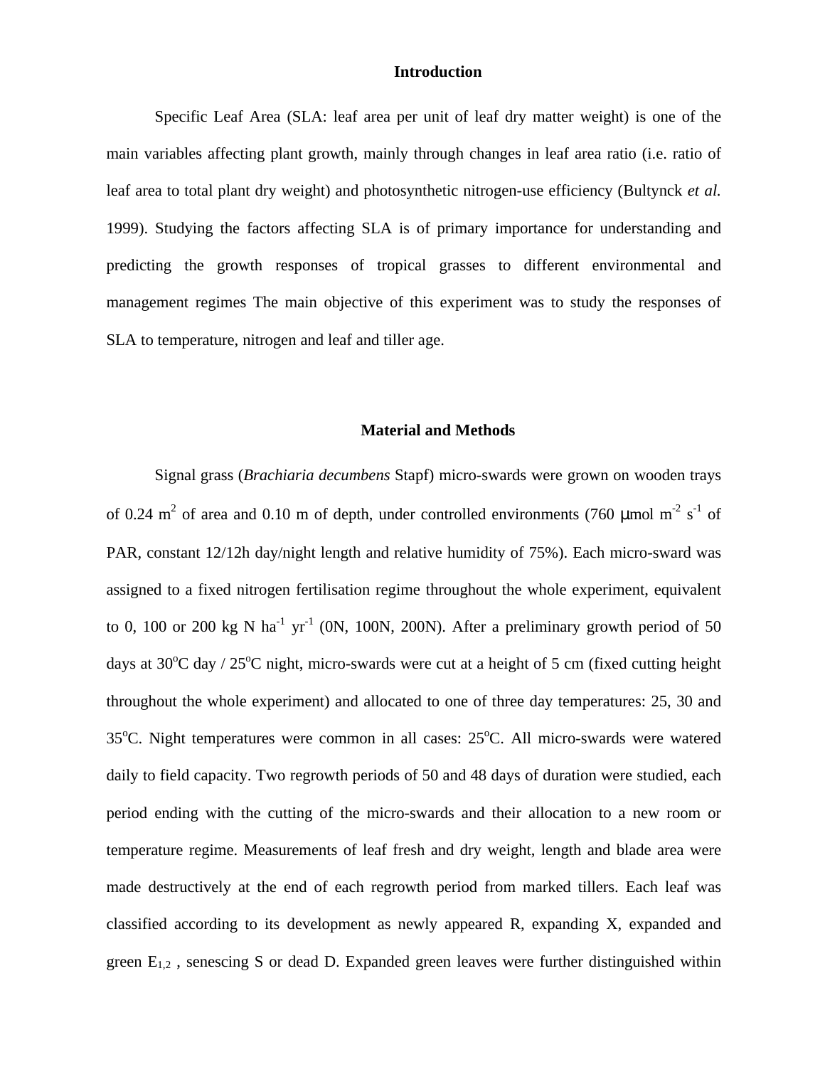## Introduction

Specific Leaf Area (SLA: leaf area per unit of leaf dry matter weight) is one of the main variables affecting plant growth, mainly through changes in leaf area ratio (i.e. ratio of leaf area to total plant dry weight) and photosynthetic nitrogen-use efficiency (Bultynck *et al.* 1999). Studying the factors affecting SLA is of primary importance for understanding and predicting the growth responses of tropical grasses to different environmental and management regimes The main objective of this experiment was to study the responses of SLA to temperature, nitrogen and leaf and tiller age.

## Material and Methods

Signal grass (*Brachiaria decumbens* Stapf) micro-swards were grown on wooden trays of 0.24 $m^2$ of area and 0.10 m of depth, under controlled environments (760 $\mu$mol $m^{-2}$ $s^{-1}$ of PAR, constant 12/12h day/night length and relative humidity of 75%). Each micro-sward was assigned to a fixed nitrogen fertilisation regime throughout the whole experiment, equivalent to 0, 100 or 200 kg N $ha^{-1}$ $yr^{-1}$ (0N, 100N, 200N). After a preliminary growth period of 50 days at 30$^o$C day / 25$^o$C night, micro-swards were cut at a height of 5 cm (fixed cutting height throughout the whole experiment) and allocated to one of three day temperatures: 25, 30 and 35$^o$C. Night temperatures were common in all cases: 25$^o$C. All micro-swards were watered daily to field capacity. Two regrowth periods of 50 and 48 days of duration were studied, each period ending with the cutting of the micro-swards and their allocation to a new room or temperature regime. Measurements of leaf fresh and dry weight, length and blade area were made destructively at the end of each regrowth period from marked tillers. Each leaf was classified according to its development as newly appeared R, expanding X, expanded and green $E_{1,2}$ , senescing S or dead D. Expanded green leaves were further distinguished within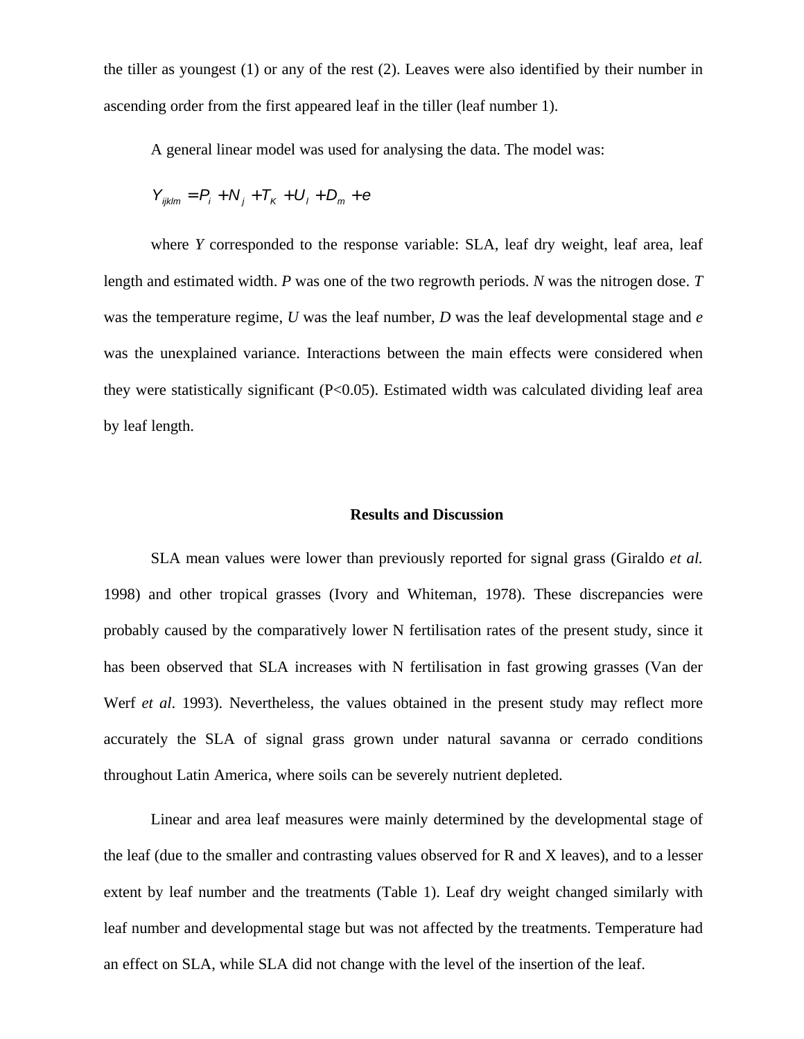the tiller as youngest (1) or any of the rest (2). Leaves were also identified by their number in ascending order from the first appeared leaf in the tiller (leaf number 1).

A general linear model was used for analysing the data. The model was:

$$Y_{ijklm} = P_i + N_j + T_K + U_l + D_m + e$$

where *Y* corresponded to the response variable: SLA, leaf dry weight, leaf area, leaf length and estimated width. *P* was one of the two regrowth periods. *N* was the nitrogen dose. *T* was the temperature regime, *U* was the leaf number, *D* was the leaf developmental stage and *e* was the unexplained variance. Interactions between the main effects were considered when they were statistically significant ($P<0.05$). Estimated width was calculated dividing leaf area by leaf length.

## Results and Discussion

SLA mean values were lower than previously reported for signal grass (Giraldo *et al.* 1998) and other tropical grasses (Ivory and Whiteman, 1978). These discrepancies were probably caused by the comparatively lower N fertilisation rates of the present study, since it has been observed that SLA increases with N fertilisation in fast growing grasses (Van der Werf *et al*. 1993). Nevertheless, the values obtained in the present study may reflect more accurately the SLA of signal grass grown under natural savanna or cerrado conditions throughout Latin America, where soils can be severely nutrient depleted.

Linear and area leaf measures were mainly determined by the developmental stage of the leaf (due to the smaller and contrasting values observed for R and X leaves), and to a lesser extent by leaf number and the treatments (Table 1). Leaf dry weight changed similarly with leaf number and developmental stage but was not affected by the treatments. Temperature had an effect on SLA, while SLA did not change with the level of the insertion of the leaf.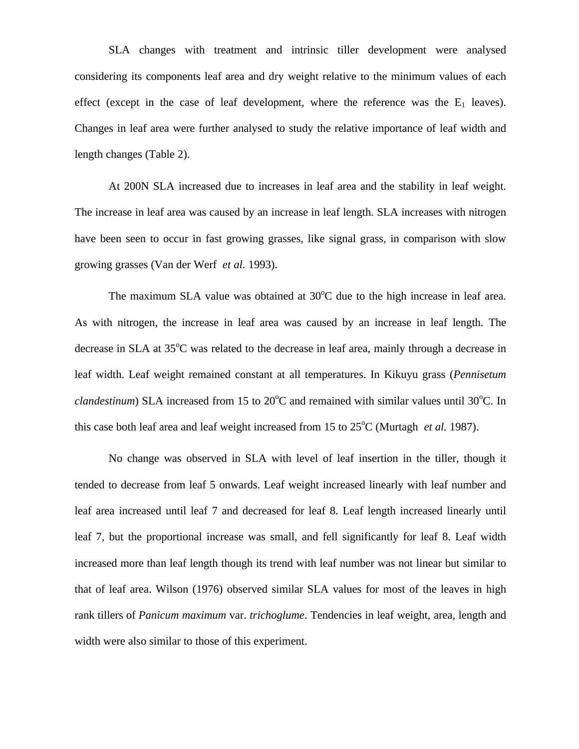SLA changes with treatment and intrinsic tiller development were analysed considering its components leaf area and dry weight relative to the minimum values of each effect (except in the case of leaf development, where the reference was the $E_1$ leaves). Changes in leaf area were further analysed to study the relative importance of leaf width and length changes (Table 2).

At 200N SLA increased due to increases in leaf area and the stability in leaf weight. The increase in leaf area was caused by an increase in leaf length. SLA increases with nitrogen have been seen to occur in fast growing grasses, like signal grass, in comparison with slow growing grasses (Van der Werf *et al.* 1993).

The maximum SLA value was obtained at 30$^{o}$C due to the high increase in leaf area. As with nitrogen, the increase in leaf area was caused by an increase in leaf length. The decrease in SLA at 35$^{o}$C was related to the decrease in leaf area, mainly through a decrease in leaf width. Leaf weight remained constant at all temperatures. In Kikuyu grass (*Pennisetum clandestinum*) SLA increased from 15 to 20$^{o}$C and remained with similar values until 30$^{o}$C. In this case both leaf area and leaf weight increased from 15 to 25$^{o}$C (Murtagh *et al.* 1987).

No change was observed in SLA with level of leaf insertion in the tiller, though it tended to decrease from leaf 5 onwards. Leaf weight increased linearly with leaf number and leaf area increased until leaf 7 and decreased for leaf 8. Leaf length increased linearly until leaf 7, but the proportional increase was small, and fell significantly for leaf 8. Leaf width increased more than leaf length though its trend with leaf number was not linear but similar to that of leaf area. Wilson (1976) observed similar SLA values for most of the leaves in high rank tillers of *Panicum maximum* var. *trichoglume*. Tendencies in leaf weight, area, length and width were also similar to those of this experiment.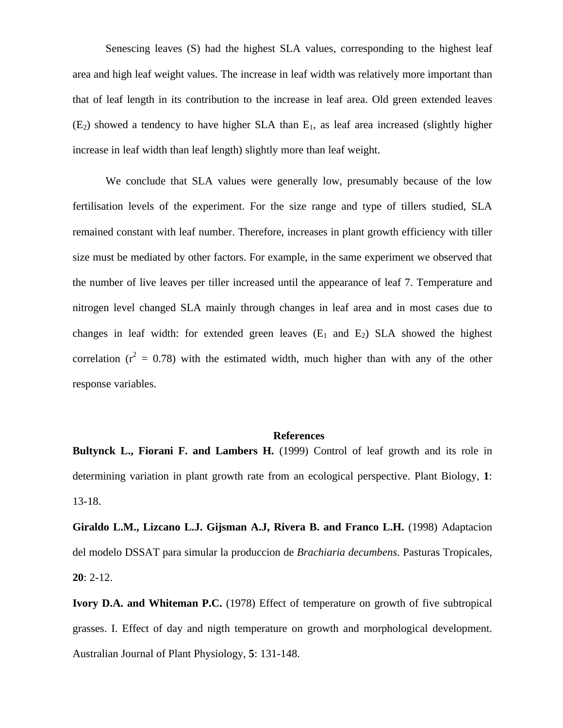Senescing leaves (S) had the highest SLA values, corresponding to the highest leaf area and high leaf weight values. The increase in leaf width was relatively more important than that of leaf length in its contribution to the increase in leaf area. Old green extended leaves ($E_2$) showed a tendency to have higher SLA than $E_1$, as leaf area increased (slightly higher increase in leaf width than leaf length) slightly more than leaf weight.

We conclude that SLA values were generally low, presumably because of the low fertilisation levels of the experiment. For the size range and type of tillers studied, SLA remained constant with leaf number. Therefore, increases in plant growth efficiency with tiller size must be mediated by other factors. For example, in the same experiment we observed that the number of live leaves per tiller increased until the appearance of leaf 7. Temperature and nitrogen level changed SLA mainly through changes in leaf area and in most cases due to changes in leaf width: for extended green leaves ($E_1$ and $E_2$) SLA showed the highest correlation ($r^2 = 0.78$) with the estimated width, much higher than with any of the other response variables.

## References

**Bultynck L., Fiorani F. and Lambers H.** (1999) Control of leaf growth and its role in determining variation in plant growth rate from an ecological perspective. Plant Biology, **1**: 13-18.

**Giraldo L.M., Lizcano L.J. Gijsman A.J, Rivera B. and Franco L.H.** (1998) Adaptacion del modelo DSSAT para simular la produccion de *Brachiaria decumbens*. Pasturas Tropicales, **20**: 2-12.

**Ivory D.A. and Whiteman P.C.** (1978) Effect of temperature on growth of five subtropical grasses. I. Effect of day and nigth temperature on growth and morphological development. Australian Journal of Plant Physiology, **5**: 131-148.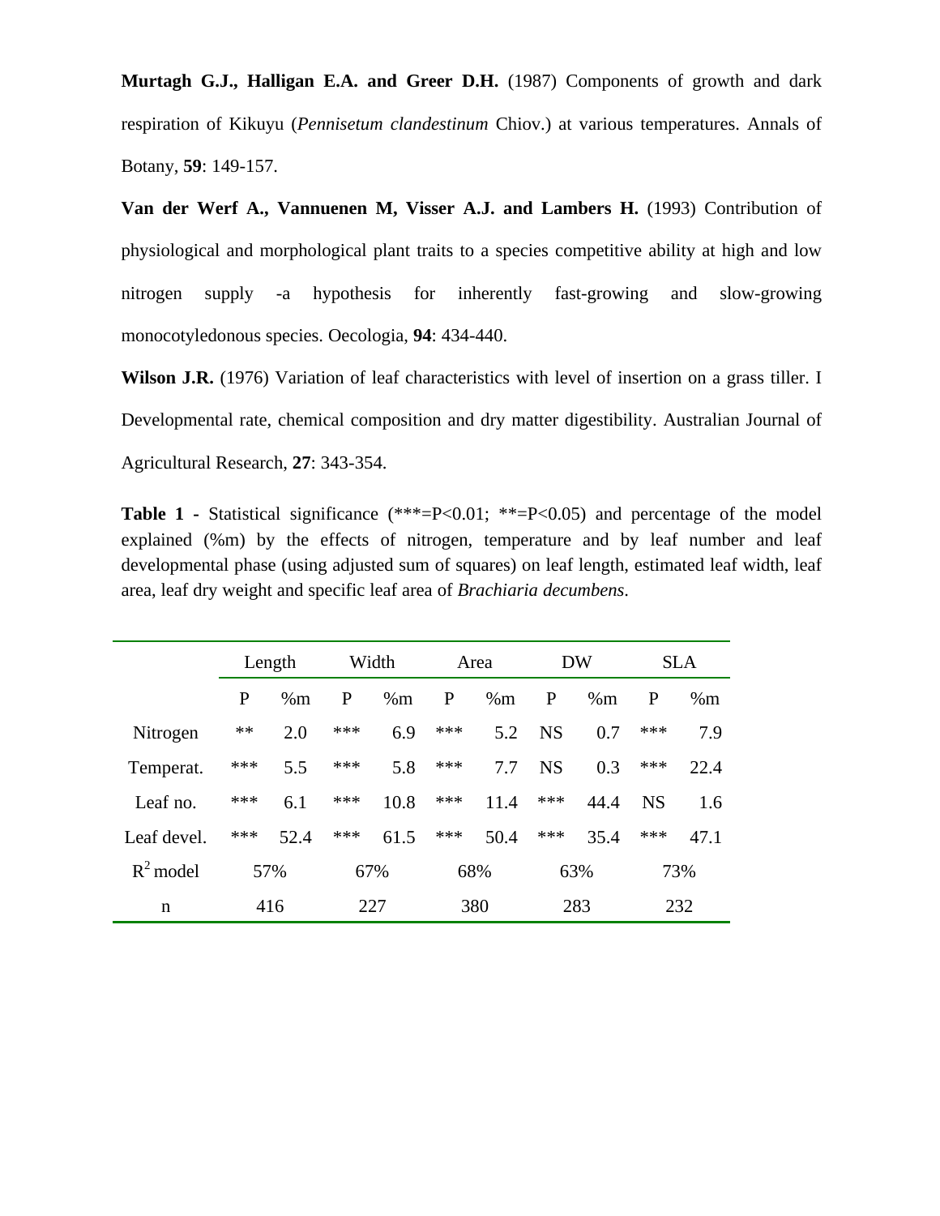**Murtagh G.J., Halligan E.A. and Greer D.H.** (1987) Components of growth and dark respiration of Kikuyu (*Pennisetum clandestinum* Chiov.) at various temperatures. Annals of Botany, **59**: 149-157.

**Van der Werf A., Vannuenen M, Visser A.J. and Lambers H.** (1993) Contribution of physiological and morphological plant traits to a species competitive ability at high and low nitrogen supply -a hypothesis for inherently fast-growing and slow-growing monocotyledonous species. Oecologia, **94**: 434-440.

**Wilson J.R.** (1976) Variation of leaf characteristics with level of insertion on a grass tiller. I Developmental rate, chemical composition and dry matter digestibility. Australian Journal of Agricultural Research, **27**: 343-354.

**Table 1 -** Statistical significance (***=P<0.01; **=P<0.05) and percentage of the model explained (%m) by the effects of nitrogen, temperature and by leaf number and leaf developmental phase (using adjusted sum of squares) on leaf length, estimated leaf width, leaf area, leaf dry weight and specific leaf area of *Brachiaria decumbens*.

| | Length | | Width | | Area | | DW | | SLA | |
|---|---|---|---|---|---|---|---|---|---|---|
| | P | %m | P | %m | P | %m | P | %m | P | %m |
| Nitrogen | ** | 2.0 | *** | 6.9 | *** | 5.2 | NS | 0.7 | *** | 7.9 |
| Temperat. | *** | 5.5 | *** | 5.8 | *** | 7.7 | NS | 0.3 | *** | 22.4 |
| Leaf no. | *** | 6.1 | *** | 10.8 | *** | 11.4 | *** | 44.4 | NS | 1.6 |
| Leaf devel. | *** | 52.4 | *** | 61.5 | *** | 50.4 | *** | 35.4 | *** | 47.1 |
| $R^2$ model | 57% | | 67% | | 68% | | 63% | | 73% | |
| n | 416 | | 227 | | 380 | | 283 | | 232 | |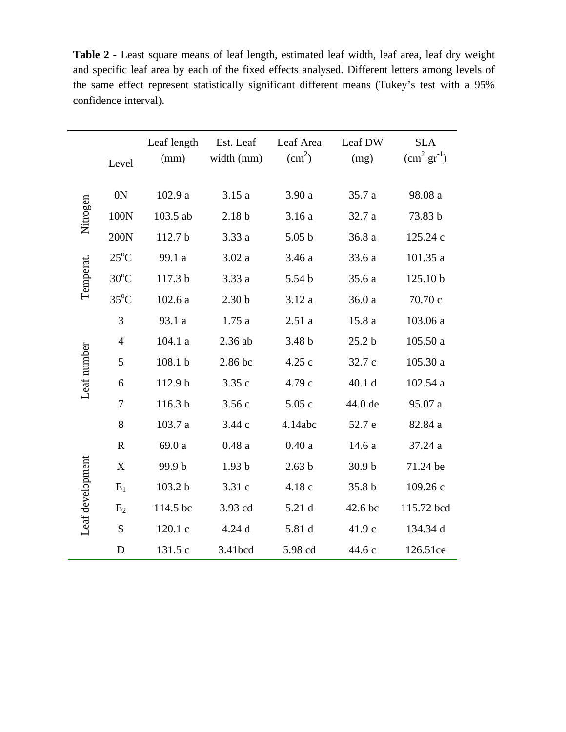**Table 2** - Least square means of leaf length, estimated leaf width, leaf area, leaf dry weight and specific leaf area by each of the fixed effects analysed. Different letters among levels of the same effect represent statistically significant different means (Tukey's test with a 95% confidence interval).

| | Level | Leaf length (mm) | Est. Leaf width (mm) | Leaf Area ($cm^2$) | Leaf DW (mg) | SLA ($cm^2$ $gr^{-1}$) |
|---|---|---|---|---|---|---|
| Nitrogen | 0N | 102.9 a | 3.15 a | 3.90 a | 35.7 a | 98.08 a |
| | 100N | 103.5 ab | 2.18 b | 3.16 a | 32.7 a | 73.83 b |
| | 200N | 112.7 b | 3.33 a | 5.05 b | 36.8 a | 125.24 c |
| Temperat. | 25°C | 99.1 a | 3.02 a | 3.46 a | 33.6 a | 101.35 a |
| | 30°C | 117.3 b | 3.33 a | 5.54 b | 35.6 a | 125.10 b |
| | 35°C | 102.6 a | 2.30 b | 3.12 a | 36.0 a | 70.70 c |
| Leaf number | 3 | 93.1 a | 1.75 a | 2.51 a | 15.8 a | 103.06 a |
| | 4 | 104.1 a | 2.36 ab | 3.48 b | 25.2 b | 105.50 a |
| | 5 | 108.1 b | 2.86 bc | 4.25 c | 32.7 c | 105.30 a |
| | 6 | 112.9 b | 3.35 c | 4.79 c | 40.1 d | 102.54 a |
| | 7 | 116.3 b | 3.56 c | 5.05 c | 44.0 de | 95.07 a |
| | 8 | 103.7 a | 3.44 c | 4.14abc | 52.7 e | 82.84 a |
| Leaf development | R | 69.0 a | 0.48 a | 0.40 a | 14.6 a | 37.24 a |
| | X | 99.9 b | 1.93 b | 2.63 b | 30.9 b | 71.24 be |
| | $E_1$ | 103.2 b | 3.31 c | 4.18 c | 35.8 b | 109.26 c |
| | $E_2$ | 114.5 bc | 3.93 cd | 5.21 d | 42.6 bc | 115.72 bcd |
| | S | 120.1 c | 4.24 d | 5.81 d | 41.9 c | 134.34 d |
| | D | 131.5 c | 3.41bcd | 5.98 cd | 44.6 c | 126.51ce |